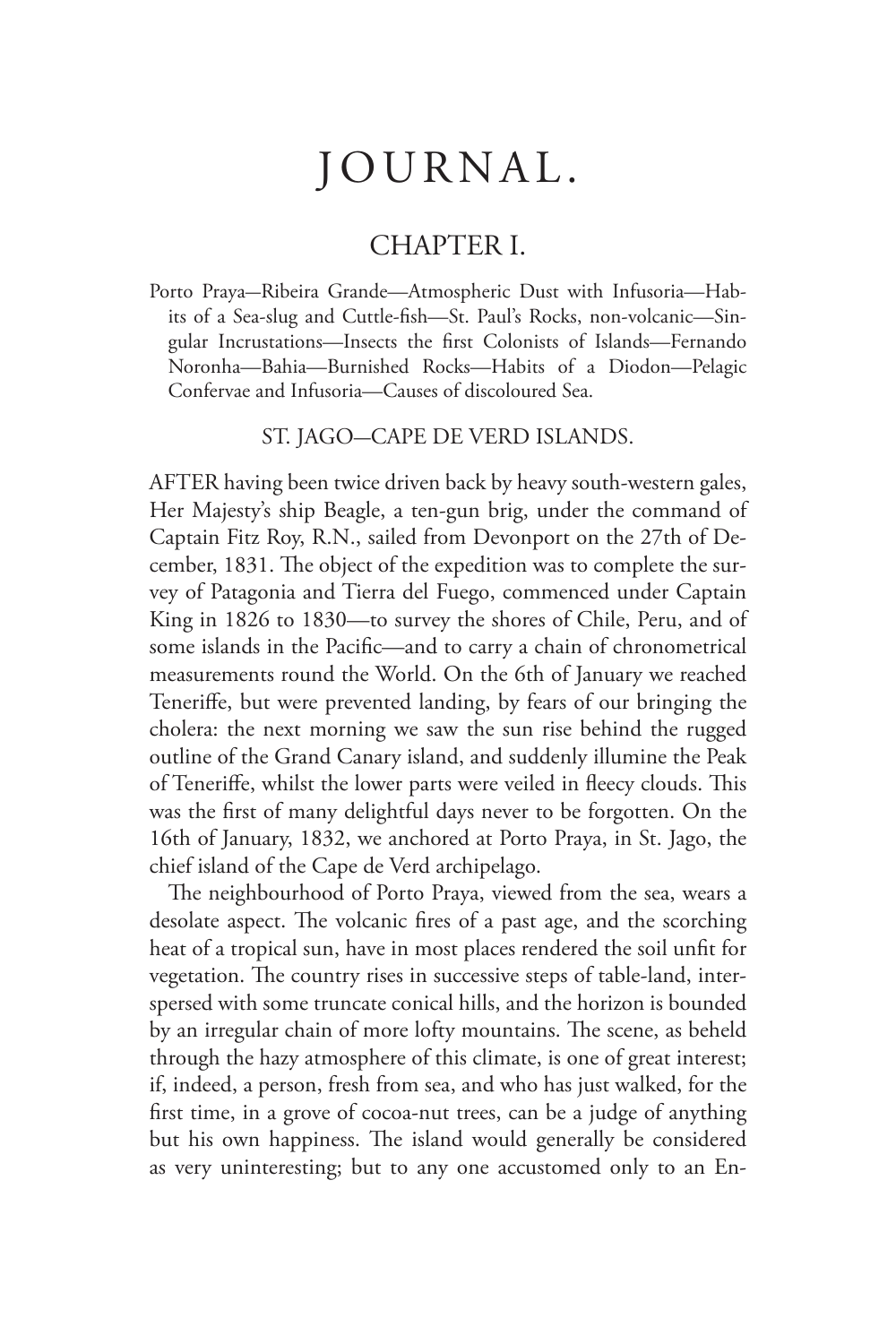# JOURNAL.

## CHAPTER I.

Porto Praya—Ribeira Grande—Atmospheric Dust with Infusoria—Habits of a Sea-slug and Cuttle-fish—St. Paul's Rocks, non-volcanic—Singular Incrustations—Insects the first Colonists of Islands—Fernando Noronha—Bahia—Burnished Rocks—Habits of a Diodon—Pelagic Confervae and Infusoria—Causes of discoloured Sea.

### ST. JAGO—CAPE DE VERD ISLANDS.

AFTER having been twice driven back by heavy south-western gales, Her Majesty's ship Beagle, a ten-gun brig, under the command of Captain Fitz Roy, R.N., sailed from Devonport on the 27th of December, 1831. The object of the expedition was to complete the survey of Patagonia and Tierra del Fuego, commenced under Captain King in 1826 to 1830—to survey the shores of Chile, Peru, and of some islands in the Pacific—and to carry a chain of chronometrical measurements round the World. On the 6th of January we reached Teneriffe, but were prevented landing, by fears of our bringing the cholera: the next morning we saw the sun rise behind the rugged outline of the Grand Canary island, and suddenly illumine the Peak of Teneriffe, whilst the lower parts were veiled in fleecy clouds. This was the first of many delightful days never to be forgotten. On the 16th of January, 1832, we anchored at Porto Praya, in St. Jago, the chief island of the Cape de Verd archipelago.

The neighbourhood of Porto Praya, viewed from the sea, wears a desolate aspect. The volcanic fires of a past age, and the scorching heat of a tropical sun, have in most places rendered the soil unfit for vegetation. The country rises in successive steps of table-land, interspersed with some truncate conical hills, and the horizon is bounded by an irregular chain of more lofty mountains. The scene, as beheld through the hazy atmosphere of this climate, is one of great interest; if, indeed, a person, fresh from sea, and who has just walked, for the first time, in a grove of cocoa-nut trees, can be a judge of anything but his own happiness. The island would generally be considered as very uninteresting; but to any one accustomed only to an En-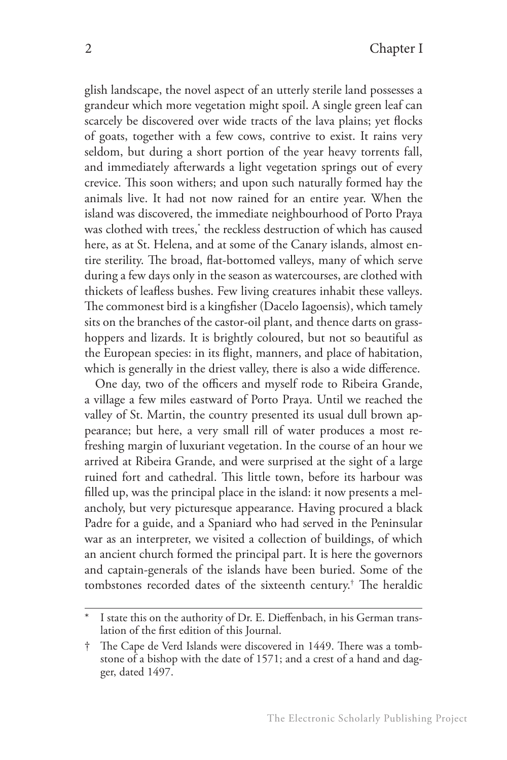glish landscape, the novel aspect of an utterly sterile land possesses a grandeur which more vegetation might spoil. A single green leaf can scarcely be discovered over wide tracts of the lava plains; yet flocks of goats, together with a few cows, contrive to exist. It rains very seldom, but during a short portion of the year heavy torrents fall, and immediately afterwards a light vegetation springs out of every crevice. This soon withers; and upon such naturally formed hay the animals live. It had not now rained for an entire year. When the island was discovered, the immediate neighbourhood of Porto Praya was clothed with trees,* the reckless destruction of which has caused here, as at St. Helena, and at some of the Canary islands, almost entire sterility. The broad, flat-bottomed valleys, many of which serve during a few days only in the season as watercourses, are clothed with thickets of leafless bushes. Few living creatures inhabit these valleys. The commonest bird is a kingfisher (Dacelo Iagoensis), which tamely sits on the branches of the castor-oil plant, and thence darts on grasshoppers and lizards. It is brightly coloured, but not so beautiful as the European species: in its flight, manners, and place of habitation, which is generally in the driest valley, there is also a wide difference.

One day, two of the officers and myself rode to Ribeira Grande, a village a few miles eastward of Porto Praya. Until we reached the valley of St. Martin, the country presented its usual dull brown appearance; but here, a very small rill of water produces a most refreshing margin of luxuriant vegetation. In the course of an hour we arrived at Ribeira Grande, and were surprised at the sight of a large ruined fort and cathedral. This little town, before its harbour was filled up, was the principal place in the island: it now presents a melancholy, but very picturesque appearance. Having procured a black Padre for a guide, and a Spaniard who had served in the Peninsular war as an interpreter, we visited a collection of buildings, of which an ancient church formed the principal part. It is here the governors and captain-generals of the islands have been buried. Some of the tombstones recorded dates of the sixteenth century.† The heraldic

---

* I state this on the authority of Dr. E. Dieffenbach, in his German translation of the first edition of this Journal.

† The Cape de Verd Islands were discovered in 1449. There was a tombstone of a bishop with the date of 1571; and a crest of a hand and dagger, dated 1497.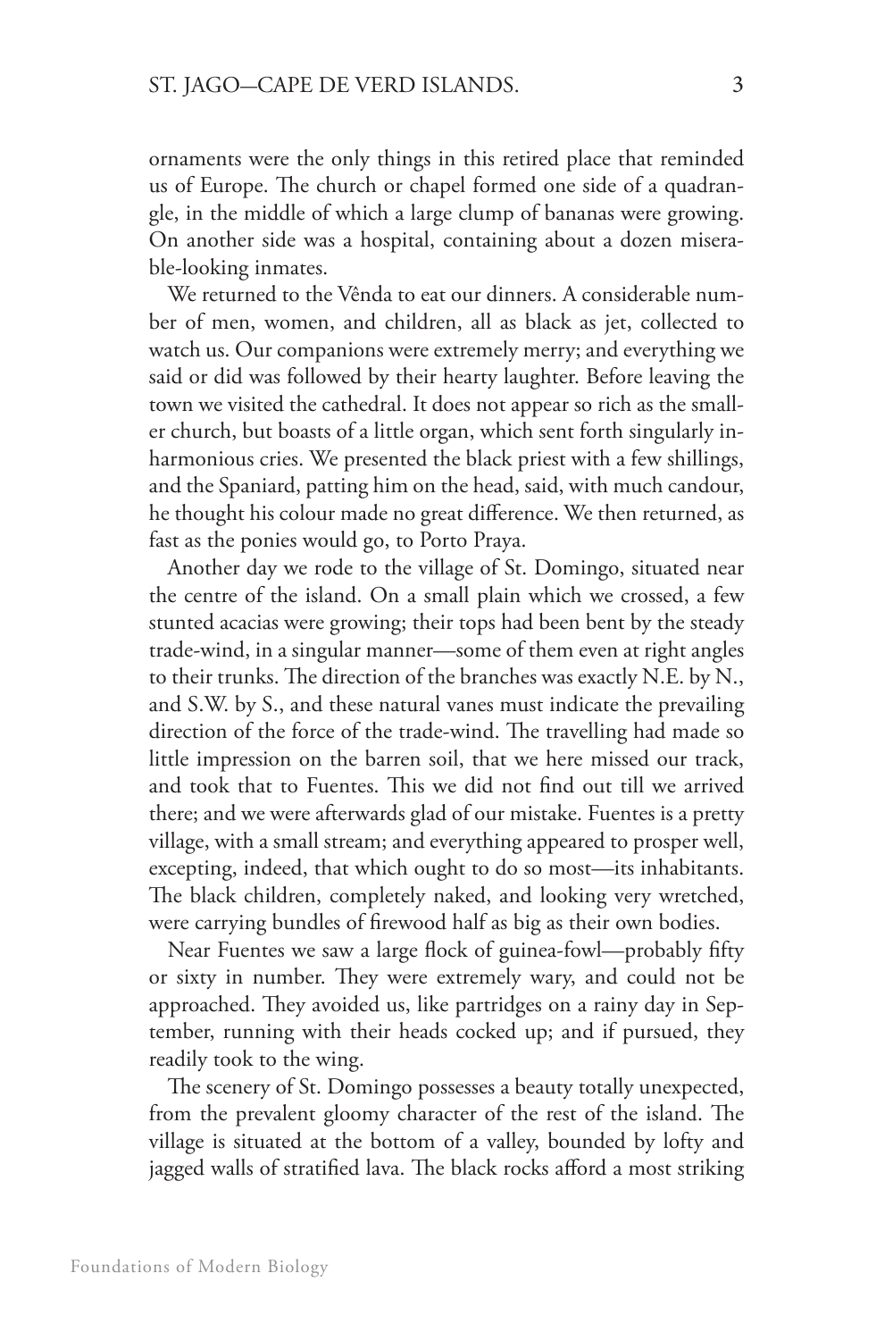ornaments were the only things in this retired place that reminded us of Europe. The church or chapel formed one side of a quadrangle, in the middle of which a large clump of bananas were growing. On another side was a hospital, containing about a dozen miserable-looking inmates.

We returned to the Vênda to eat our dinners. A considerable number of men, women, and children, all as black as jet, collected to watch us. Our companions were extremely merry; and everything we said or did was followed by their hearty laughter. Before leaving the town we visited the cathedral. It does not appear so rich as the smaller church, but boasts of a little organ, which sent forth singularly inharmonious cries. We presented the black priest with a few shillings, and the Spaniard, patting him on the head, said, with much candour, he thought his colour made no great difference. We then returned, as fast as the ponies would go, to Porto Praya.

Another day we rode to the village of St. Domingo, situated near the centre of the island. On a small plain which we crossed, a few stunted acacias were growing; their tops had been bent by the steady trade-wind, in a singular manner—some of them even at right angles to their trunks. The direction of the branches was exactly N.E. by N., and S.W. by S., and these natural vanes must indicate the prevailing direction of the force of the trade-wind. The travelling had made so little impression on the barren soil, that we here missed our track, and took that to Fuentes. This we did not find out till we arrived there; and we were afterwards glad of our mistake. Fuentes is a pretty village, with a small stream; and everything appeared to prosper well, excepting, indeed, that which ought to do so most—its inhabitants. The black children, completely naked, and looking very wretched, were carrying bundles of firewood half as big as their own bodies.

Near Fuentes we saw a large flock of guinea-fowl—probably fifty or sixty in number. They were extremely wary, and could not be approached. They avoided us, like partridges on a rainy day in September, running with their heads cocked up; and if pursued, they readily took to the wing.

The scenery of St. Domingo possesses a beauty totally unexpected, from the prevalent gloomy character of the rest of the island. The village is situated at the bottom of a valley, bounded by lofty and jagged walls of stratified lava. The black rocks afford a most striking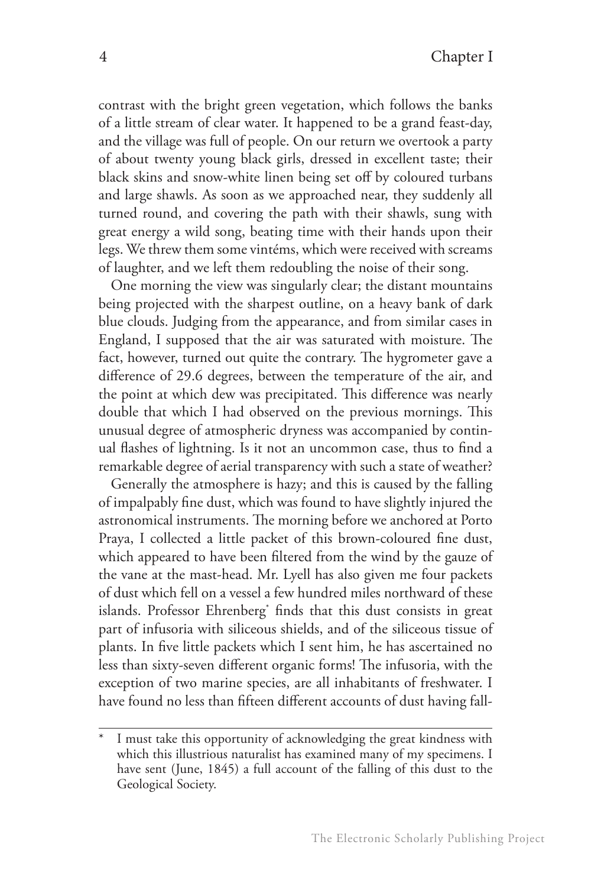contrast with the bright green vegetation, which follows the banks of a little stream of clear water. It happened to be a grand feast-day, and the village was full of people. On our return we overtook a party of about twenty young black girls, dressed in excellent taste; their black skins and snow-white linen being set off by coloured turbans and large shawls. As soon as we approached near, they suddenly all turned round, and covering the path with their shawls, sung with great energy a wild song, beating time with their hands upon their legs. We threw them some vintéms, which were received with screams of laughter, and we left them redoubling the noise of their song.

One morning the view was singularly clear; the distant mountains being projected with the sharpest outline, on a heavy bank of dark blue clouds. Judging from the appearance, and from similar cases in England, I supposed that the air was saturated with moisture. The fact, however, turned out quite the contrary. The hygrometer gave a difference of 29.6 degrees, between the temperature of the air, and the point at which dew was precipitated. This difference was nearly double that which I had observed on the previous mornings. This unusual degree of atmospheric dryness was accompanied by continual flashes of lightning. Is it not an uncommon case, thus to find a remarkable degree of aerial transparency with such a state of weather?

Generally the atmosphere is hazy; and this is caused by the falling of impalpably fine dust, which was found to have slightly injured the astronomical instruments. The morning before we anchored at Porto Praya, I collected a little packet of this brown-coloured fine dust, which appeared to have been filtered from the wind by the gauze of the vane at the mast-head. Mr. Lyell has also given me four packets of dust which fell on a vessel a few hundred miles northward of these islands. Professor Ehrenberg* finds that this dust consists in great part of infusoria with siliceous shields, and of the siliceous tissue of plants. In five little packets which I sent him, he has ascertained no less than sixty-seven different organic forms! The infusoria, with the exception of two marine species, are all inhabitants of freshwater. I have found no less than fifteen different accounts of dust having fall-

---

* I must take this opportunity of acknowledging the great kindness with which this illustrious naturalist has examined many of my specimens. I have sent (June, 1845) a full account of the falling of this dust to the Geological Society.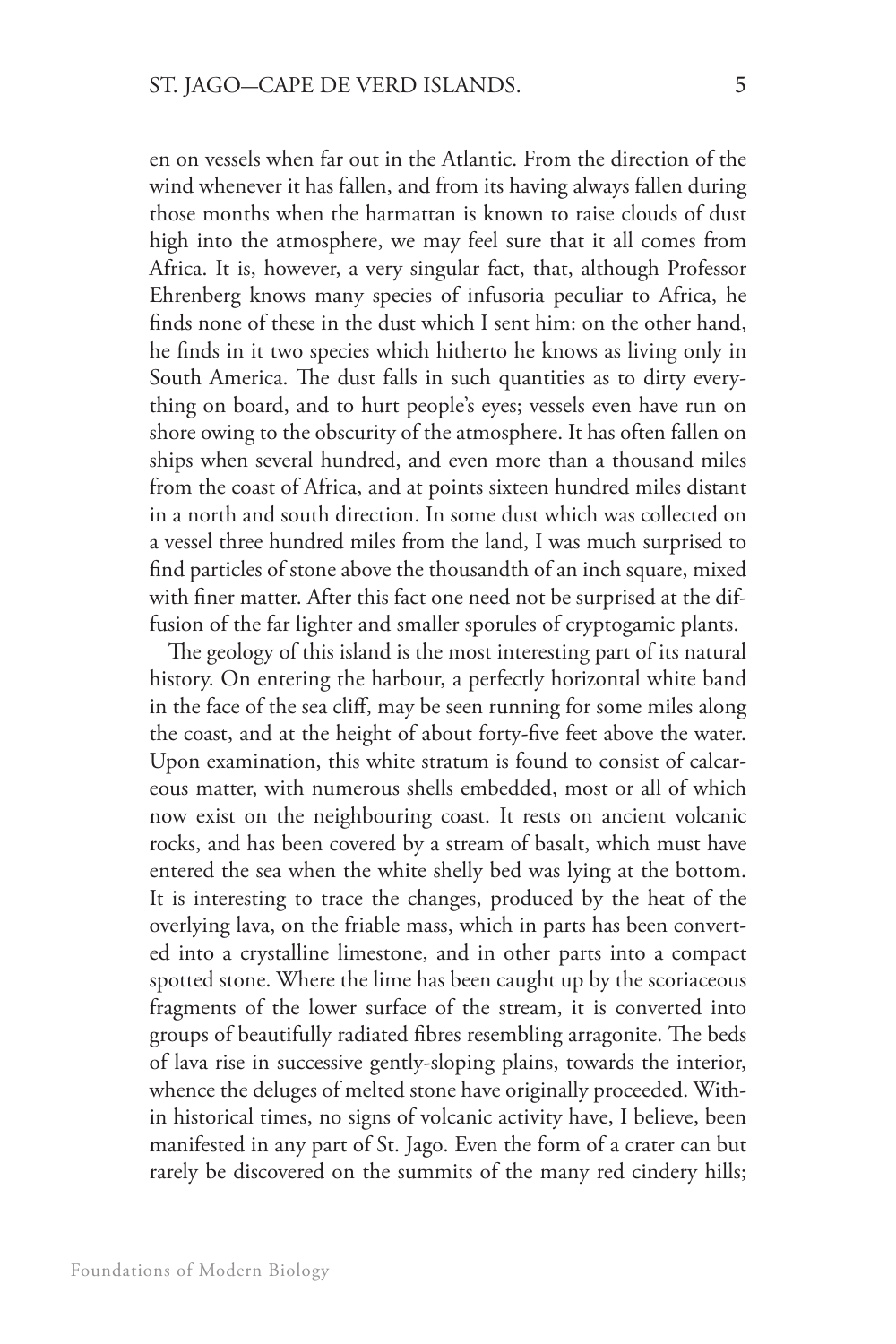en on vessels when far out in the Atlantic. From the direction of the wind whenever it has fallen, and from its having always fallen during those months when the harmattan is known to raise clouds of dust high into the atmosphere, we may feel sure that it all comes from Africa. It is, however, a very singular fact, that, although Professor Ehrenberg knows many species of infusoria peculiar to Africa, he finds none of these in the dust which I sent him: on the other hand, he finds in it two species which hitherto he knows as living only in South America. The dust falls in such quantities as to dirty everything on board, and to hurt people's eyes; vessels even have run on shore owing to the obscurity of the atmosphere. It has often fallen on ships when several hundred, and even more than a thousand miles from the coast of Africa, and at points sixteen hundred miles distant in a north and south direction. In some dust which was collected on a vessel three hundred miles from the land, I was much surprised to find particles of stone above the thousandth of an inch square, mixed with finer matter. After this fact one need not be surprised at the diffusion of the far lighter and smaller sporules of cryptogamic plants.

The geology of this island is the most interesting part of its natural history. On entering the harbour, a perfectly horizontal white band in the face of the sea cliff, may be seen running for some miles along the coast, and at the height of about forty-five feet above the water. Upon examination, this white stratum is found to consist of calcareous matter, with numerous shells embedded, most or all of which now exist on the neighbouring coast. It rests on ancient volcanic rocks, and has been covered by a stream of basalt, which must have entered the sea when the white shelly bed was lying at the bottom. It is interesting to trace the changes, produced by the heat of the overlying lava, on the friable mass, which in parts has been converted into a crystalline limestone, and in other parts into a compact spotted stone. Where the lime has been caught up by the scoriaceous fragments of the lower surface of the stream, it is converted into groups of beautifully radiated fibres resembling arragonite. The beds of lava rise in successive gently-sloping plains, towards the interior, whence the deluges of melted stone have originally proceeded. Within historical times, no signs of volcanic activity have, I believe, been manifested in any part of St. Jago. Even the form of a crater can but rarely be discovered on the summits of the many red cindery hills;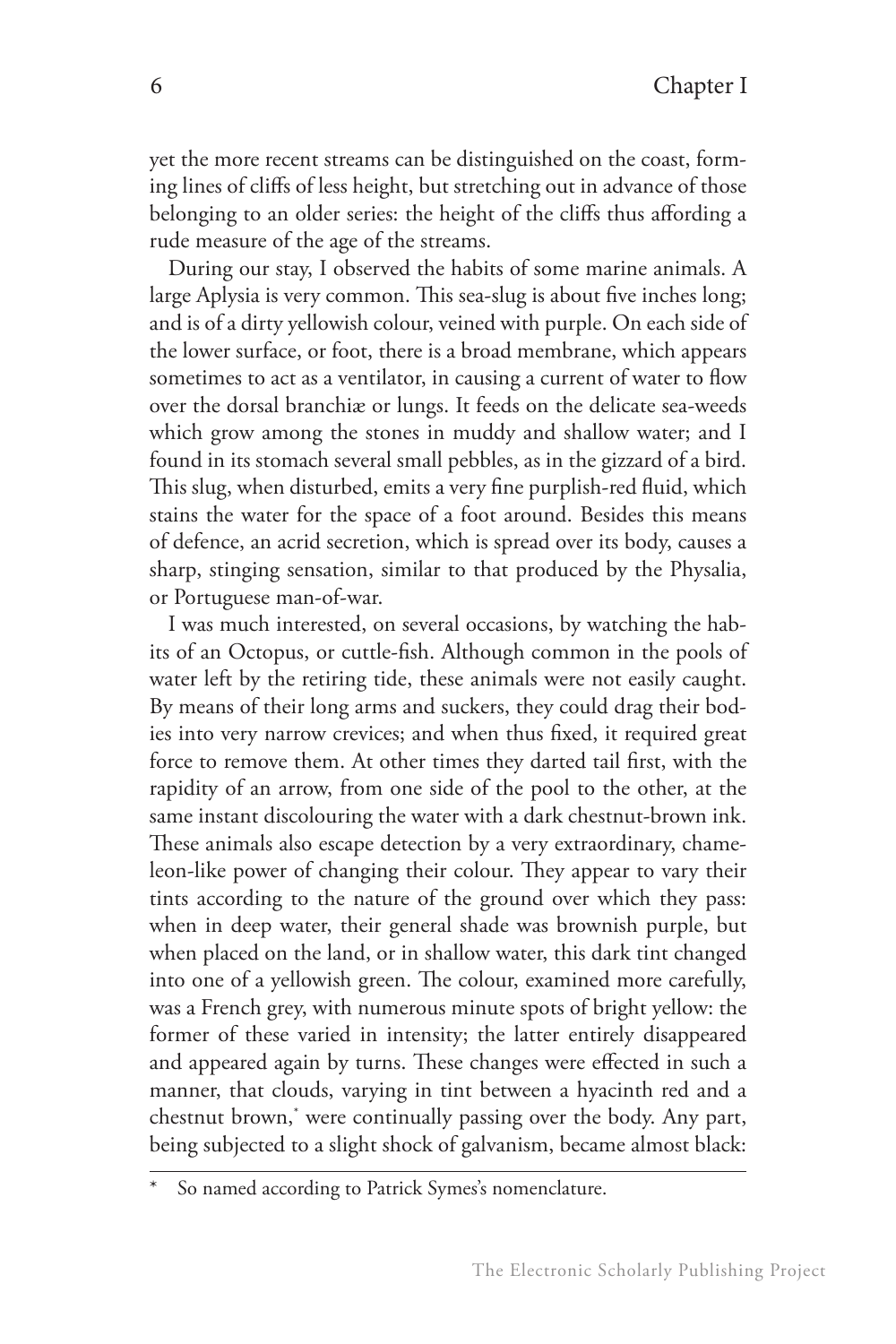yet the more recent streams can be distinguished on the coast, forming lines of cliffs of less height, but stretching out in advance of those belonging to an older series: the height of the cliffs thus affording a rude measure of the age of the streams.

During our stay, I observed the habits of some marine animals. A large Aplysia is very common. This sea-slug is about five inches long; and is of a dirty yellowish colour, veined with purple. On each side of the lower surface, or foot, there is a broad membrane, which appears sometimes to act as a ventilator, in causing a current of water to flow over the dorsal branchiæ or lungs. It feeds on the delicate sea-weeds which grow among the stones in muddy and shallow water; and I found in its stomach several small pebbles, as in the gizzard of a bird. This slug, when disturbed, emits a very fine purplish-red fluid, which stains the water for the space of a foot around. Besides this means of defence, an acrid secretion, which is spread over its body, causes a sharp, stinging sensation, similar to that produced by the Physalia, or Portuguese man-of-war.

I was much interested, on several occasions, by watching the habits of an Octopus, or cuttle-fish. Although common in the pools of water left by the retiring tide, these animals were not easily caught. By means of their long arms and suckers, they could drag their bodies into very narrow crevices; and when thus fixed, it required great force to remove them. At other times they darted tail first, with the rapidity of an arrow, from one side of the pool to the other, at the same instant discolouring the water with a dark chestnut-brown ink. These animals also escape detection by a very extraordinary, chameleon-like power of changing their colour. They appear to vary their tints according to the nature of the ground over which they pass: when in deep water, their general shade was brownish purple, but when placed on the land, or in shallow water, this dark tint changed into one of a yellowish green. The colour, examined more carefully, was a French grey, with numerous minute spots of bright yellow: the former of these varied in intensity; the latter entirely disappeared and appeared again by turns. These changes were effected in such a manner, that clouds, varying in tint between a hyacinth red and a chestnut brown,* were continually passing over the body. Any part, being subjected to a slight shock of galvanism, became almost black:

\* So named according to Patrick Symes's nomenclature.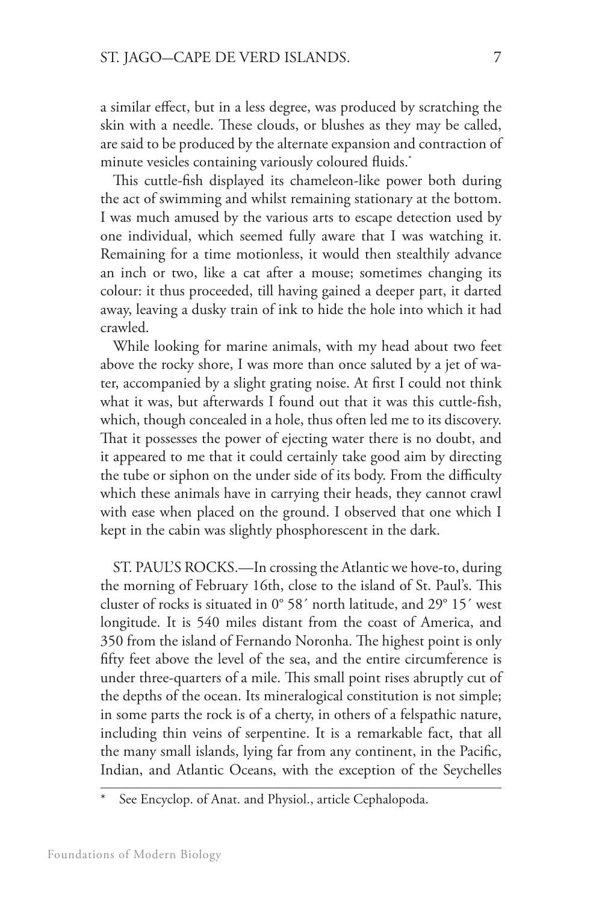a similar effect, but in a less degree, was produced by scratching the skin with a needle. These clouds, or blushes as they may be called, are said to be produced by the alternate expansion and contraction of minute vesicles containing variously coloured fluids.*

This cuttle-fish displayed its chameleon-like power both during the act of swimming and whilst remaining stationary at the bottom. I was much amused by the various arts to escape detection used by one individual, which seemed fully aware that I was watching it. Remaining for a time motionless, it would then stealthily advance an inch or two, like a cat after a mouse; sometimes changing its colour: it thus proceeded, till having gained a deeper part, it darted away, leaving a dusky train of ink to hide the hole into which it had crawled.

While looking for marine animals, with my head about two feet above the rocky shore, I was more than once saluted by a jet of water, accompanied by a slight grating noise. At first I could not think what it was, but afterwards I found out that it was this cuttle-fish, which, though concealed in a hole, thus often led me to its discovery. That it possesses the power of ejecting water there is no doubt, and it appeared to me that it could certainly take good aim by directing the tube or siphon on the under side of its body. From the difficulty which these animals have in carrying their heads, they cannot crawl with ease when placed on the ground. I observed that one which I kept in the cabin was slightly phosphorescent in the dark.

ST. PAUL'S ROCKS.—In crossing the Atlantic we hove-to, during the morning of February 16th, close to the island of St. Paul's. This cluster of rocks is situated in 0° 58′ north latitude, and 29° 15′ west longitude. It is 540 miles distant from the coast of America, and 350 from the island of Fernando Noronha. The highest point is only fifty feet above the level of the sea, and the entire circumference is under three-quarters of a mile. This small point rises abruptly cut of the depths of the ocean. Its mineralogical constitution is not simple; in some parts the rock is of a cherty, in others of a felspathic nature, including thin veins of serpentine. It is a remarkable fact, that all the many small islands, lying far from any continent, in the Pacific, Indian, and Atlantic Oceans, with the exception of the Seychelles

---

* See Encyclop. of Anat. and Physiol., article Cephalopoda.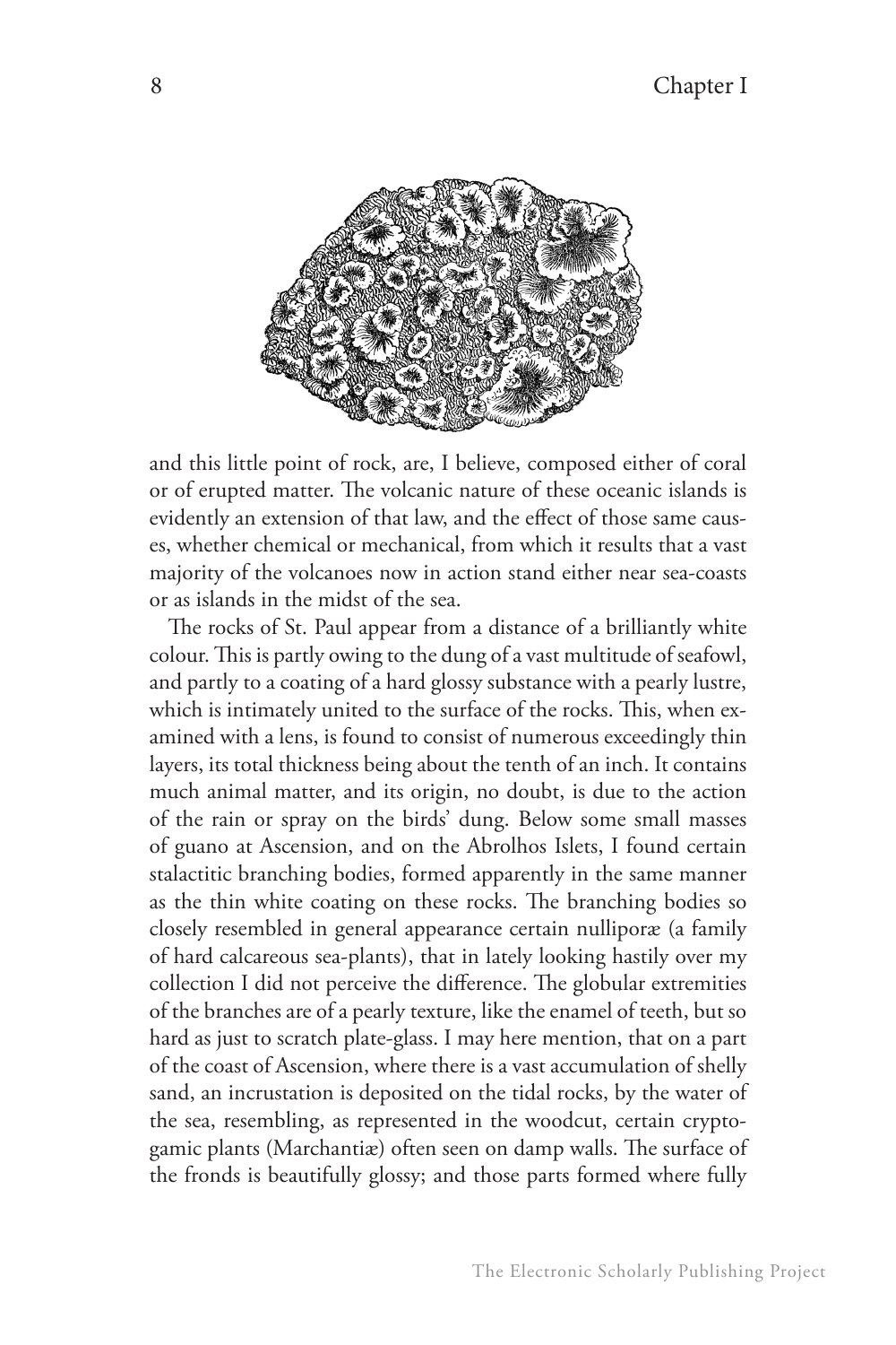and this little point of rock, are, I believe, composed either of coral or of erupted matter. The volcanic nature of these oceanic islands is evidently an extension of that law, and the effect of those same causes, whether chemical or mechanical, from which it results that a vast majority of the volcanoes now in action stand either near sea-coasts or as islands in the midst of the sea.

The rocks of St. Paul appear from a distance of a brilliantly white colour. This is partly owing to the dung of a vast multitude of seafowl, and partly to a coating of a hard glossy substance with a pearly lustre, which is intimately united to the surface of the rocks. This, when examined with a lens, is found to consist of numerous exceedingly thin layers, its total thickness being about the tenth of an inch. It contains much animal matter, and its origin, no doubt, is due to the action of the rain or spray on the birds' dung. Below some small masses of guano at Ascension, and on the Abrolhos Islets, I found certain stalactitic branching bodies, formed apparently in the same manner as the thin white coating on these rocks. The branching bodies so closely resembled in general appearance certain nulliporæ (a family of hard calcareous sea-plants), that in lately looking hastily over my collection I did not perceive the difference. The globular extremities of the branches are of a pearly texture, like the enamel of teeth, but so hard as just to scratch plate-glass. I may here mention, that on a part of the coast of Ascension, where there is a vast accumulation of shelly sand, an incrustation is deposited on the tidal rocks, by the water of the sea, resembling, as represented in the woodcut, certain cryptogamic plants (Marchantiæ) often seen on damp walls. The surface of the fronds is beautifully glossy; and those parts formed where fully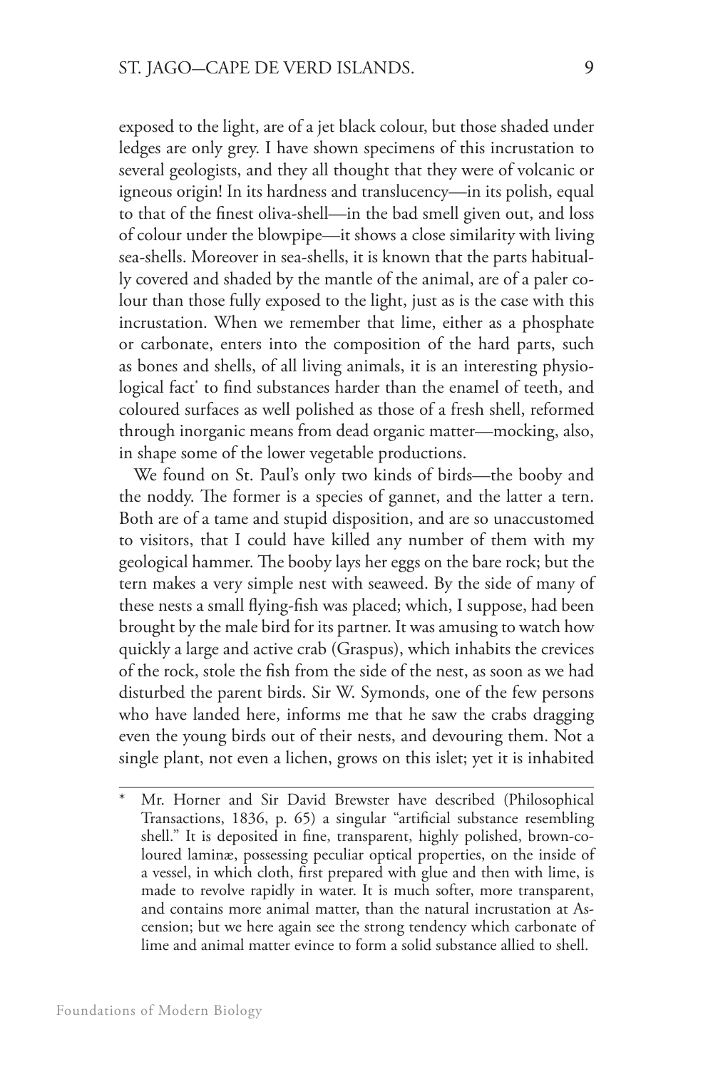exposed to the light, are of a jet black colour, but those shaded under ledges are only grey. I have shown specimens of this incrustation to several geologists, and they all thought that they were of volcanic or igneous origin! In its hardness and translucency—in its polish, equal to that of the finest oliva-shell—in the bad smell given out, and loss of colour under the blowpipe—it shows a close similarity with living sea-shells. Moreover in sea-shells, it is known that the parts habitually covered and shaded by the mantle of the animal, are of a paler colour than those fully exposed to the light, just as is the case with this incrustation. When we remember that lime, either as a phosphate or carbonate, enters into the composition of the hard parts, such as bones and shells, of all living animals, it is an interesting physiological fact* to find substances harder than the enamel of teeth, and coloured surfaces as well polished as those of a fresh shell, reformed through inorganic means from dead organic matter—mocking, also, in shape some of the lower vegetable productions.

We found on St. Paul's only two kinds of birds—the booby and the noddy. The former is a species of gannet, and the latter a tern. Both are of a tame and stupid disposition, and are so unaccustomed to visitors, that I could have killed any number of them with my geological hammer. The booby lays her eggs on the bare rock; but the tern makes a very simple nest with seaweed. By the side of many of these nests a small flying-fish was placed; which, I suppose, had been brought by the male bird for its partner. It was amusing to watch how quickly a large and active crab (Graspus), which inhabits the crevices of the rock, stole the fish from the side of the nest, as soon as we had disturbed the parent birds. Sir W. Symonds, one of the few persons who have landed here, informs me that he saw the crabs dragging even the young birds out of their nests, and devouring them. Not a single plant, not even a lichen, grows on this islet; yet it is inhabited

---

\* Mr. Horner and Sir David Brewster have described (Philosophical Transactions, 1836, p. 65) a singular "artificial substance resembling shell." It is deposited in fine, transparent, highly polished, brown-coloured laminæ, possessing peculiar optical properties, on the inside of a vessel, in which cloth, first prepared with glue and then with lime, is made to revolve rapidly in water. It is much softer, more transparent, and contains more animal matter, than the natural incrustation at Ascension; but we here again see the strong tendency which carbonate of lime and animal matter evince to form a solid substance allied to shell.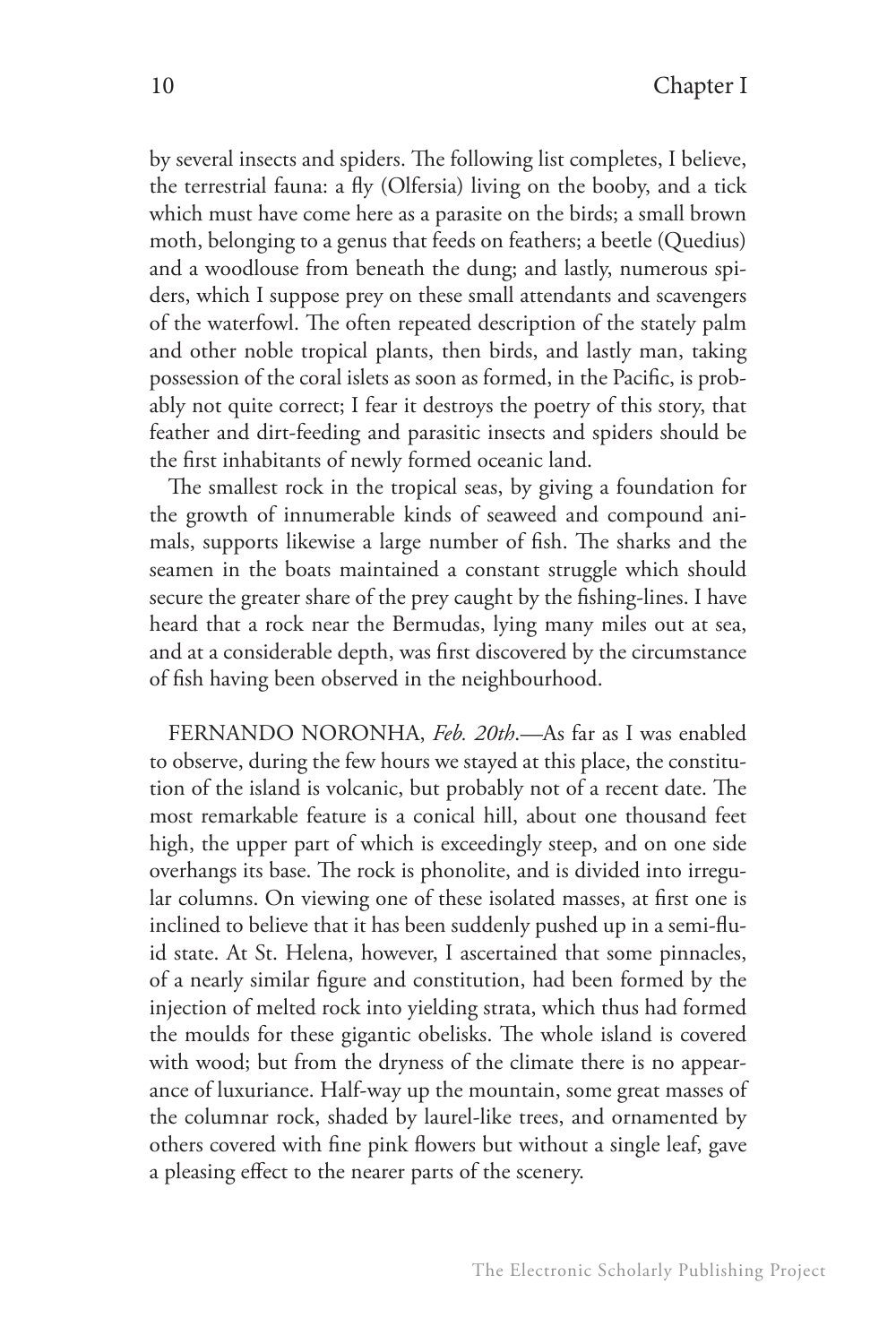by several insects and spiders. The following list completes, I believe, the terrestrial fauna: a fly (Olfersia) living on the booby, and a tick which must have come here as a parasite on the birds; a small brown moth, belonging to a genus that feeds on feathers; a beetle (Quedius) and a woodlouse from beneath the dung; and lastly, numerous spiders, which I suppose prey on these small attendants and scavengers of the waterfowl. The often repeated description of the stately palm and other noble tropical plants, then birds, and lastly man, taking possession of the coral islets as soon as formed, in the Pacific, is probably not quite correct; I fear it destroys the poetry of this story, that feather and dirt-feeding and parasitic insects and spiders should be the first inhabitants of newly formed oceanic land.

The smallest rock in the tropical seas, by giving a foundation for the growth of innumerable kinds of seaweed and compound animals, supports likewise a large number of fish. The sharks and the seamen in the boats maintained a constant struggle which should secure the greater share of the prey caught by the fishing-lines. I have heard that a rock near the Bermudas, lying many miles out at sea, and at a considerable depth, was first discovered by the circumstance of fish having been observed in the neighbourhood.

FERNANDO NORONHA, *Feb. 20th*.—As far as I was enabled to observe, during the few hours we stayed at this place, the constitution of the island is volcanic, but probably not of a recent date. The most remarkable feature is a conical hill, about one thousand feet high, the upper part of which is exceedingly steep, and on one side overhangs its base. The rock is phonolite, and is divided into irregular columns. On viewing one of these isolated masses, at first one is inclined to believe that it has been suddenly pushed up in a semi-fluid state. At St. Helena, however, I ascertained that some pinnacles, of a nearly similar figure and constitution, had been formed by the injection of melted rock into yielding strata, which thus had formed the moulds for these gigantic obelisks. The whole island is covered with wood; but from the dryness of the climate there is no appearance of luxuriance. Half-way up the mountain, some great masses of the columnar rock, shaded by laurel-like trees, and ornamented by others covered with fine pink flowers but without a single leaf, gave a pleasing effect to the nearer parts of the scenery.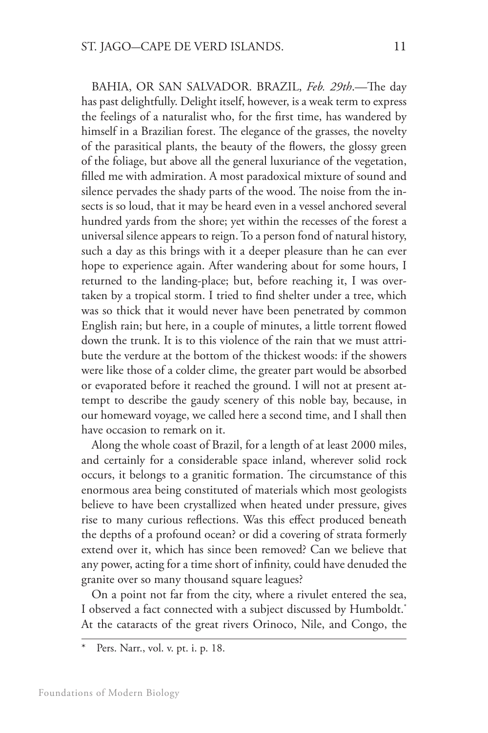BAHIA, OR SAN SALVADOR. BRAZIL, *Feb. 29th*.—The day has past delightfully. Delight itself, however, is a weak term to express the feelings of a naturalist who, for the first time, has wandered by himself in a Brazilian forest. The elegance of the grasses, the novelty of the parasitical plants, the beauty of the flowers, the glossy green of the foliage, but above all the general luxuriance of the vegetation, filled me with admiration. A most paradoxical mixture of sound and silence pervades the shady parts of the wood. The noise from the insects is so loud, that it may be heard even in a vessel anchored several hundred yards from the shore; yet within the recesses of the forest a universal silence appears to reign. To a person fond of natural history, such a day as this brings with it a deeper pleasure than he can ever hope to experience again. After wandering about for some hours, I returned to the landing-place; but, before reaching it, I was overtaken by a tropical storm. I tried to find shelter under a tree, which was so thick that it would never have been penetrated by common English rain; but here, in a couple of minutes, a little torrent flowed down the trunk. It is to this violence of the rain that we must attribute the verdure at the bottom of the thickest woods: if the showers were like those of a colder clime, the greater part would be absorbed or evaporated before it reached the ground. I will not at present attempt to describe the gaudy scenery of this noble bay, because, in our homeward voyage, we called here a second time, and I shall then have occasion to remark on it.

Along the whole coast of Brazil, for a length of at least 2000 miles, and certainly for a considerable space inland, wherever solid rock occurs, it belongs to a granitic formation. The circumstance of this enormous area being constituted of materials which most geologists believe to have been crystallized when heated under pressure, gives rise to many curious reflections. Was this effect produced beneath the depths of a profound ocean? or did a covering of strata formerly extend over it, which has since been removed? Can we believe that any power, acting for a time short of infinity, could have denuded the granite over so many thousand square leagues?

On a point not far from the city, where a rivulet entered the sea, I observed a fact connected with a subject discussed by Humboldt.* At the cataracts of the great rivers Orinoco, Nile, and Congo, the

---

\* Pers. Narr., vol. v. pt. i. p. 18.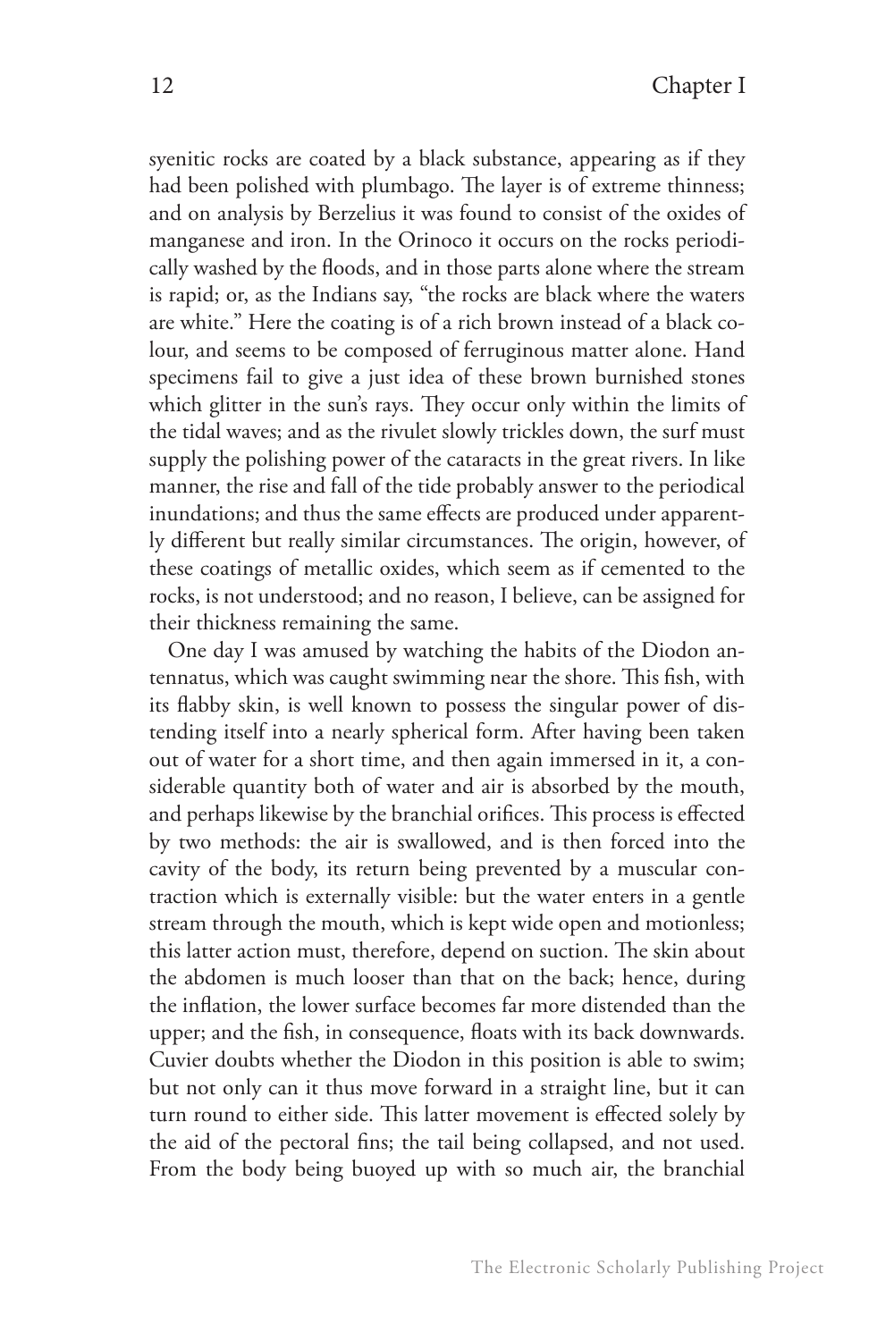syenitic rocks are coated by a black substance, appearing as if they had been polished with plumbago. The layer is of extreme thinness; and on analysis by Berzelius it was found to consist of the oxides of manganese and iron. In the Orinoco it occurs on the rocks periodically washed by the floods, and in those parts alone where the stream is rapid; or, as the Indians say, "the rocks are black where the waters are white." Here the coating is of a rich brown instead of a black colour, and seems to be composed of ferruginous matter alone. Hand specimens fail to give a just idea of these brown burnished stones which glitter in the sun's rays. They occur only within the limits of the tidal waves; and as the rivulet slowly trickles down, the surf must supply the polishing power of the cataracts in the great rivers. In like manner, the rise and fall of the tide probably answer to the periodical inundations; and thus the same effects are produced under apparently different but really similar circumstances. The origin, however, of these coatings of metallic oxides, which seem as if cemented to the rocks, is not understood; and no reason, I believe, can be assigned for their thickness remaining the same.

One day I was amused by watching the habits of the Diodon antennatus, which was caught swimming near the shore. This fish, with its flabby skin, is well known to possess the singular power of distending itself into a nearly spherical form. After having been taken out of water for a short time, and then again immersed in it, a considerable quantity both of water and air is absorbed by the mouth, and perhaps likewise by the branchial orifices. This process is effected by two methods: the air is swallowed, and is then forced into the cavity of the body, its return being prevented by a muscular contraction which is externally visible: but the water enters in a gentle stream through the mouth, which is kept wide open and motionless; this latter action must, therefore, depend on suction. The skin about the abdomen is much looser than that on the back; hence, during the inflation, the lower surface becomes far more distended than the upper; and the fish, in consequence, floats with its back downwards. Cuvier doubts whether the Diodon in this position is able to swim; but not only can it thus move forward in a straight line, but it can turn round to either side. This latter movement is effected solely by the aid of the pectoral fins; the tail being collapsed, and not used. From the body being buoyed up with so much air, the branchial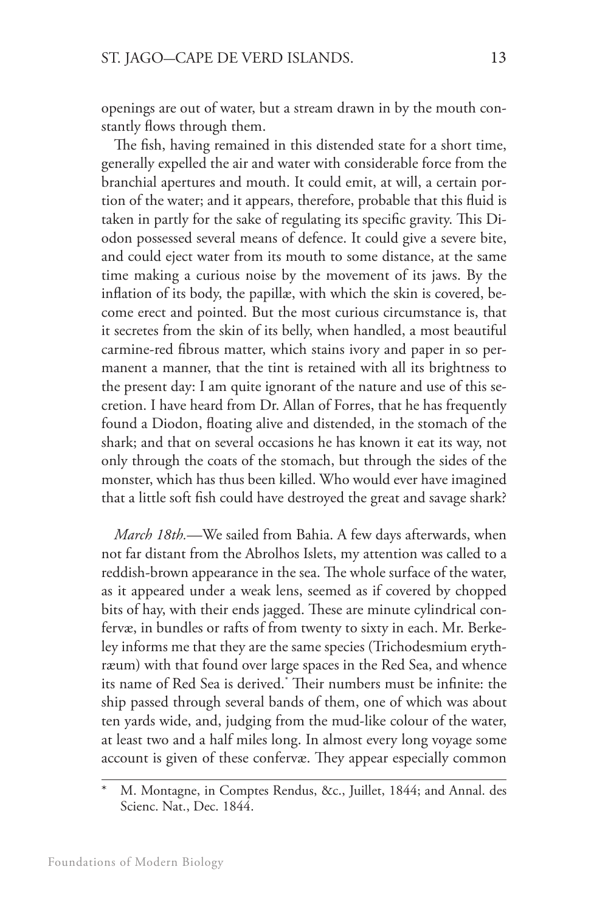openings are out of water, but a stream drawn in by the mouth constantly flows through them.

The fish, having remained in this distended state for a short time, generally expelled the air and water with considerable force from the branchial apertures and mouth. It could emit, at will, a certain portion of the water; and it appears, therefore, probable that this fluid is taken in partly for the sake of regulating its specific gravity. This Diodon possessed several means of defence. It could give a severe bite, and could eject water from its mouth to some distance, at the same time making a curious noise by the movement of its jaws. By the inflation of its body, the papillæ, with which the skin is covered, become erect and pointed. But the most curious circumstance is, that it secretes from the skin of its belly, when handled, a most beautiful carmine-red fibrous matter, which stains ivory and paper in so permanent a manner, that the tint is retained with all its brightness to the present day: I am quite ignorant of the nature and use of this secretion. I have heard from Dr. Allan of Forres, that he has frequently found a Diodon, floating alive and distended, in the stomach of the shark; and that on several occasions he has known it eat its way, not only through the coats of the stomach, but through the sides of the monster, which has thus been killed. Who would ever have imagined that a little soft fish could have destroyed the great and savage shark?

*March 18th.*—We sailed from Bahia. A few days afterwards, when not far distant from the Abrolhos Islets, my attention was called to a reddish-brown appearance in the sea. The whole surface of the water, as it appeared under a weak lens, seemed as if covered by chopped bits of hay, with their ends jagged. These are minute cylindrical confervæ, in bundles or rafts of from twenty to sixty in each. Mr. Berkeley informs me that they are the same species (Trichodesmium erythræum) with that found over large spaces in the Red Sea, and whence its name of Red Sea is derived.* Their numbers must be infinite: the ship passed through several bands of them, one of which was about ten yards wide, and, judging from the mud-like colour of the water, at least two and a half miles long. In almost every long voyage some account is given of these confervæ. They appear especially common

* M. Montagne, in Comptes Rendus, &c., Juillet, 1844; and Annal. des Scienc. Nat., Dec. 1844.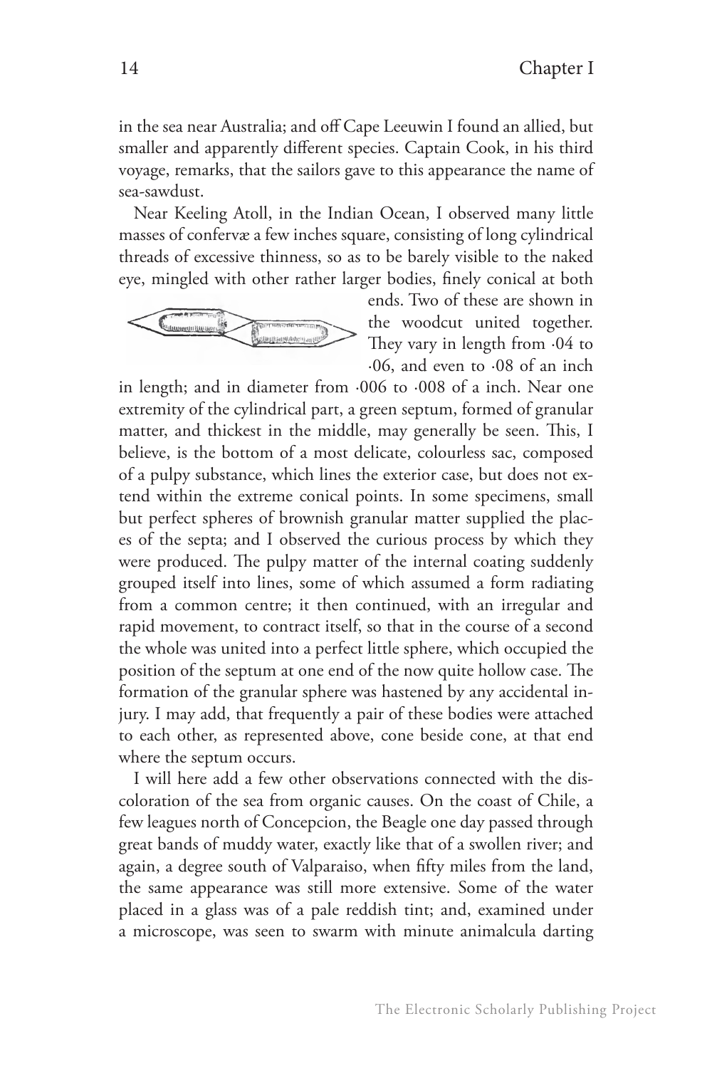in the sea near Australia; and off Cape Leeuwin I found an allied, but smaller and apparently different species. Captain Cook, in his third voyage, remarks, that the sailors gave to this appearance the name of sea-sawdust.

Near Keeling Atoll, in the Indian Ocean, I observed many little masses of confervæ a few inches square, consisting of long cylindrical threads of excessive thinness, so as to be barely visible to the naked eye, mingled with other rather larger bodies, finely conical at both ends. Two of these are shown in the woodcut united together. They vary in length from ·04 to ·06, and even to ·08 of an inch in length; and in diameter from ·006 to ·008 of a inch. Near one extremity of the cylindrical part, a green septum, formed of granular matter, and thickest in the middle, may generally be seen. This, I believe, is the bottom of a most delicate, colourless sac, composed of a pulpy substance, which lines the exterior case, but does not extend within the extreme conical points. In some specimens, small but perfect spheres of brownish granular matter supplied the places of the septa; and I observed the curious process by which they were produced. The pulpy matter of the internal coating suddenly grouped itself into lines, some of which assumed a form radiating from a common centre; it then continued, with an irregular and rapid movement, to contract itself, so that in the course of a second the whole was united into a perfect little sphere, which occupied the position of the septum at one end of the now quite hollow case. The formation of the granular sphere was hastened by any accidental injury. I may add, that frequently a pair of these bodies were attached to each other, as represented above, cone beside cone, at that end where the septum occurs.

I will here add a few other observations connected with the discoloration of the sea from organic causes. On the coast of Chile, a few leagues north of Concepcion, the Beagle one day passed through great bands of muddy water, exactly like that of a swollen river; and again, a degree south of Valparaiso, when fifty miles from the land, the same appearance was still more extensive. Some of the water placed in a glass was of a pale reddish tint; and, examined under a microscope, was seen to swarm with minute animalcula darting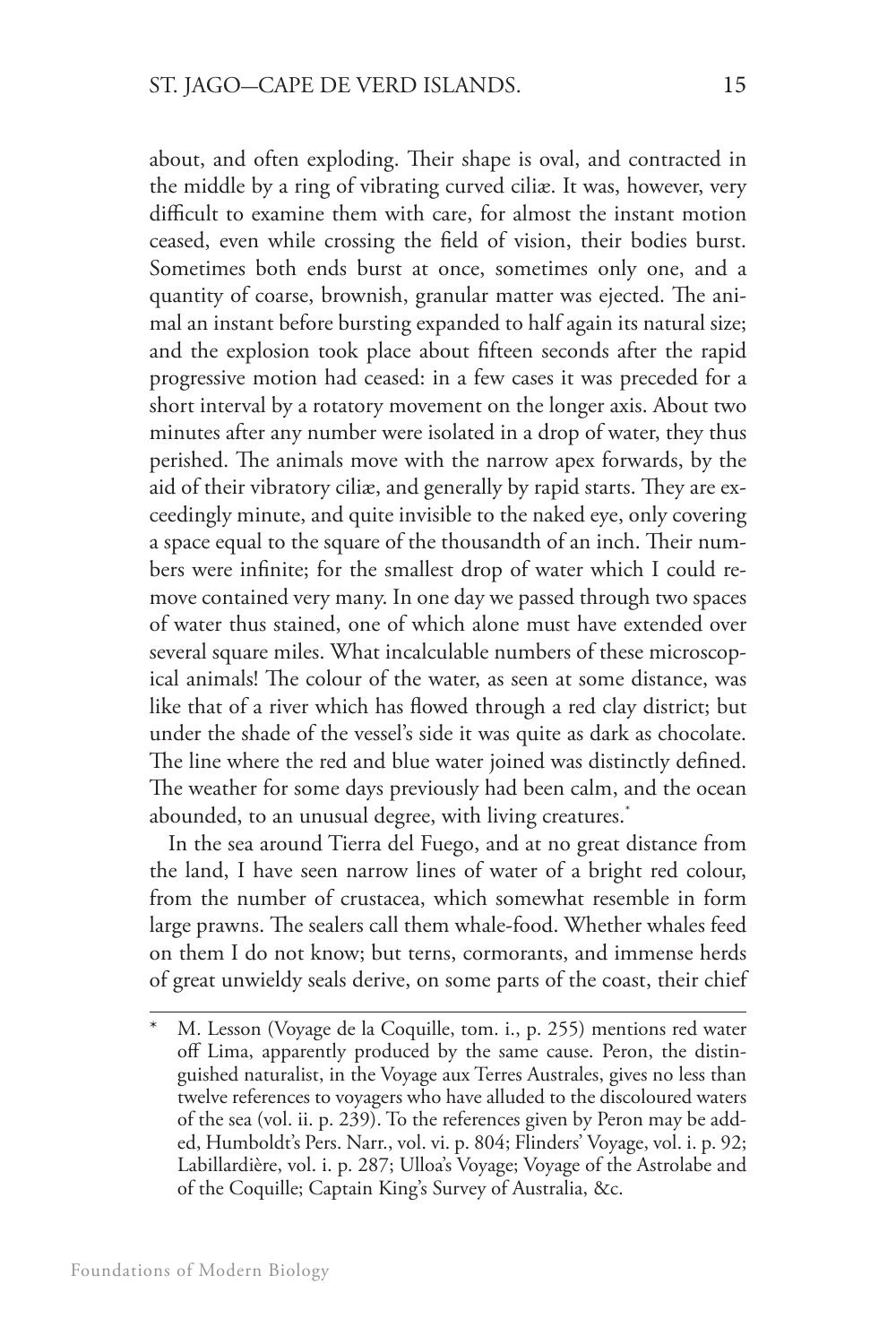about, and often exploding. Their shape is oval, and contracted in the middle by a ring of vibrating curved ciliæ. It was, however, very difficult to examine them with care, for almost the instant motion ceased, even while crossing the field of vision, their bodies burst. Sometimes both ends burst at once, sometimes only one, and a quantity of coarse, brownish, granular matter was ejected. The animal an instant before bursting expanded to half again its natural size; and the explosion took place about fifteen seconds after the rapid progressive motion had ceased: in a few cases it was preceded for a short interval by a rotatory movement on the longer axis. About two minutes after any number were isolated in a drop of water, they thus perished. The animals move with the narrow apex forwards, by the aid of their vibratory ciliæ, and generally by rapid starts. They are exceedingly minute, and quite invisible to the naked eye, only covering a space equal to the square of the thousandth of an inch. Their numbers were infinite; for the smallest drop of water which I could remove contained very many. In one day we passed through two spaces of water thus stained, one of which alone must have extended over several square miles. What incalculable numbers of these microscopical animals! The colour of the water, as seen at some distance, was like that of a river which has flowed through a red clay district; but under the shade of the vessel's side it was quite as dark as chocolate. The line where the red and blue water joined was distinctly defined. The weather for some days previously had been calm, and the ocean abounded, to an unusual degree, with living creatures.*

In the sea around Tierra del Fuego, and at no great distance from the land, I have seen narrow lines of water of a bright red colour, from the number of crustacea, which somewhat resemble in form large prawns. The sealers call them whale-food. Whether whales feed on them I do not know; but terns, cormorants, and immense herds of great unwieldy seals derive, on some parts of the coast, their chief

---

\* M. Lesson (Voyage de la Coquille, tom. i., p. 255) mentions red water off Lima, apparently produced by the same cause. Peron, the distinguished naturalist, in the Voyage aux Terres Australes, gives no less than twelve references to voyagers who have alluded to the discoloured waters of the sea (vol. ii. p. 239). To the references given by Peron may be added, Humboldt's Pers. Narr., vol. vi. p. 804; Flinders' Voyage, vol. i. p. 92; Labillardière, vol. i. p. 287; Ulloa's Voyage; Voyage of the Astrolabe and of the Coquille; Captain King's Survey of Australia, &c.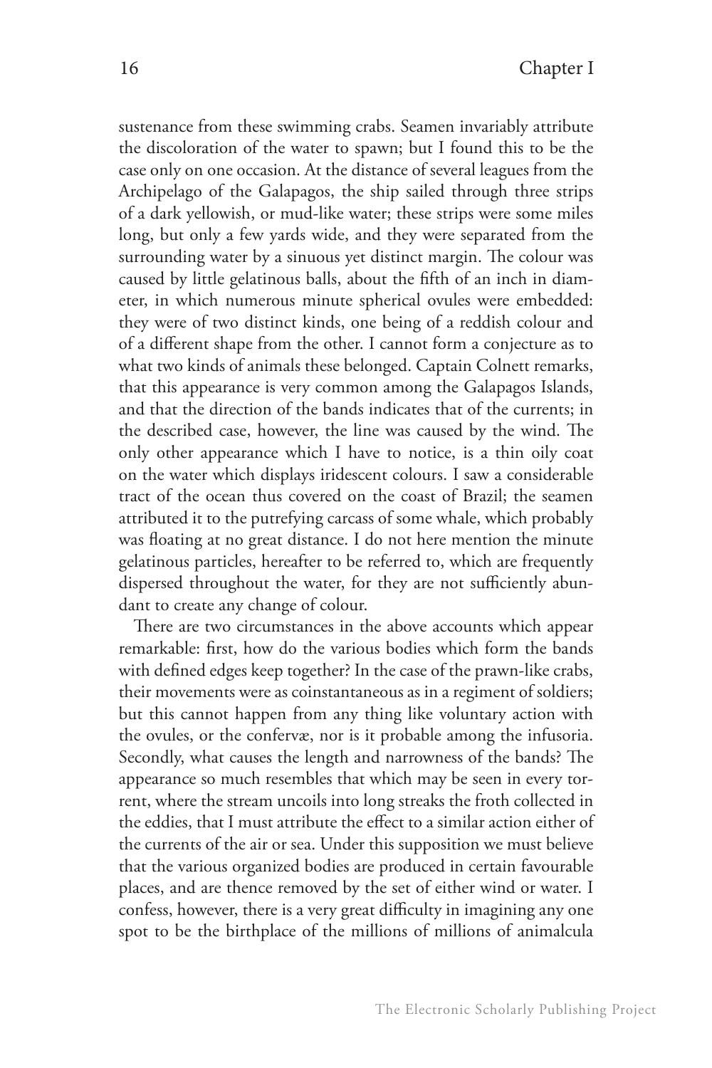sustenance from these swimming crabs. Seamen invariably attribute the discoloration of the water to spawn; but I found this to be the case only on one occasion. At the distance of several leagues from the Archipelago of the Galapagos, the ship sailed through three strips of a dark yellowish, or mud-like water; these strips were some miles long, but only a few yards wide, and they were separated from the surrounding water by a sinuous yet distinct margin. The colour was caused by little gelatinous balls, about the fifth of an inch in diameter, in which numerous minute spherical ovules were embedded: they were of two distinct kinds, one being of a reddish colour and of a different shape from the other. I cannot form a conjecture as to what two kinds of animals these belonged. Captain Colnett remarks, that this appearance is very common among the Galapagos Islands, and that the direction of the bands indicates that of the currents; in the described case, however, the line was caused by the wind. The only other appearance which I have to notice, is a thin oily coat on the water which displays iridescent colours. I saw a considerable tract of the ocean thus covered on the coast of Brazil; the seamen attributed it to the putrefying carcass of some whale, which probably was floating at no great distance. I do not here mention the minute gelatinous particles, hereafter to be referred to, which are frequently dispersed throughout the water, for they are not sufficiently abundant to create any change of colour.

There are two circumstances in the above accounts which appear remarkable: first, how do the various bodies which form the bands with defined edges keep together? In the case of the prawn-like crabs, their movements were as coinstantaneous as in a regiment of soldiers; but this cannot happen from any thing like voluntary action with the ovules, or the confervæ, nor is it probable among the infusoria. Secondly, what causes the length and narrowness of the bands? The appearance so much resembles that which may be seen in every torrent, where the stream uncoils into long streaks the froth collected in the eddies, that I must attribute the effect to a similar action either of the currents of the air or sea. Under this supposition we must believe that the various organized bodies are produced in certain favourable places, and are thence removed by the set of either wind or water. I confess, however, there is a very great difficulty in imagining any one spot to be the birthplace of the millions of millions of animalcula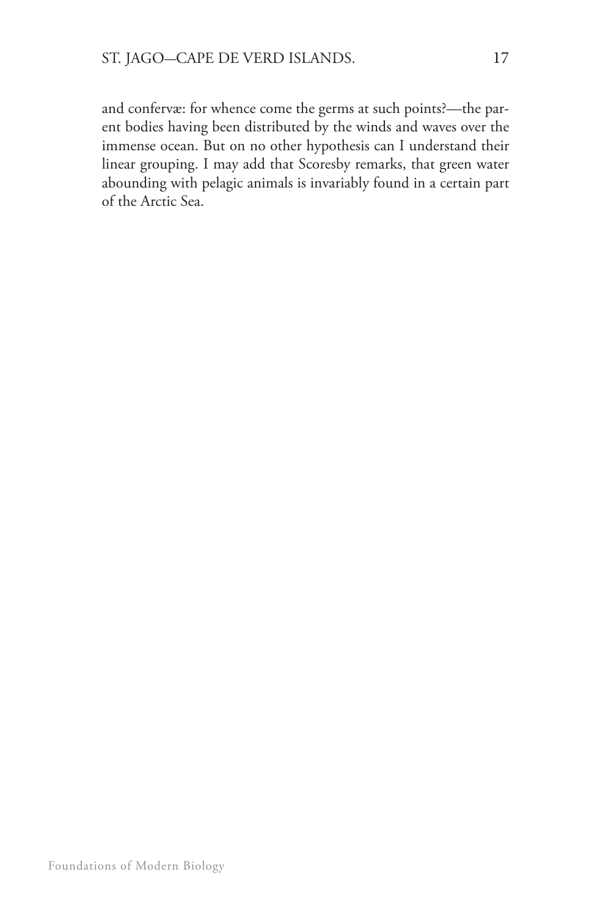and confervæ: for whence come the germs at such points?—the parent bodies having been distributed by the winds and waves over the immense ocean. But on no other hypothesis can I understand their linear grouping. I may add that Scoresby remarks, that green water abounding with pelagic animals is invariably found in a certain part of the Arctic Sea.